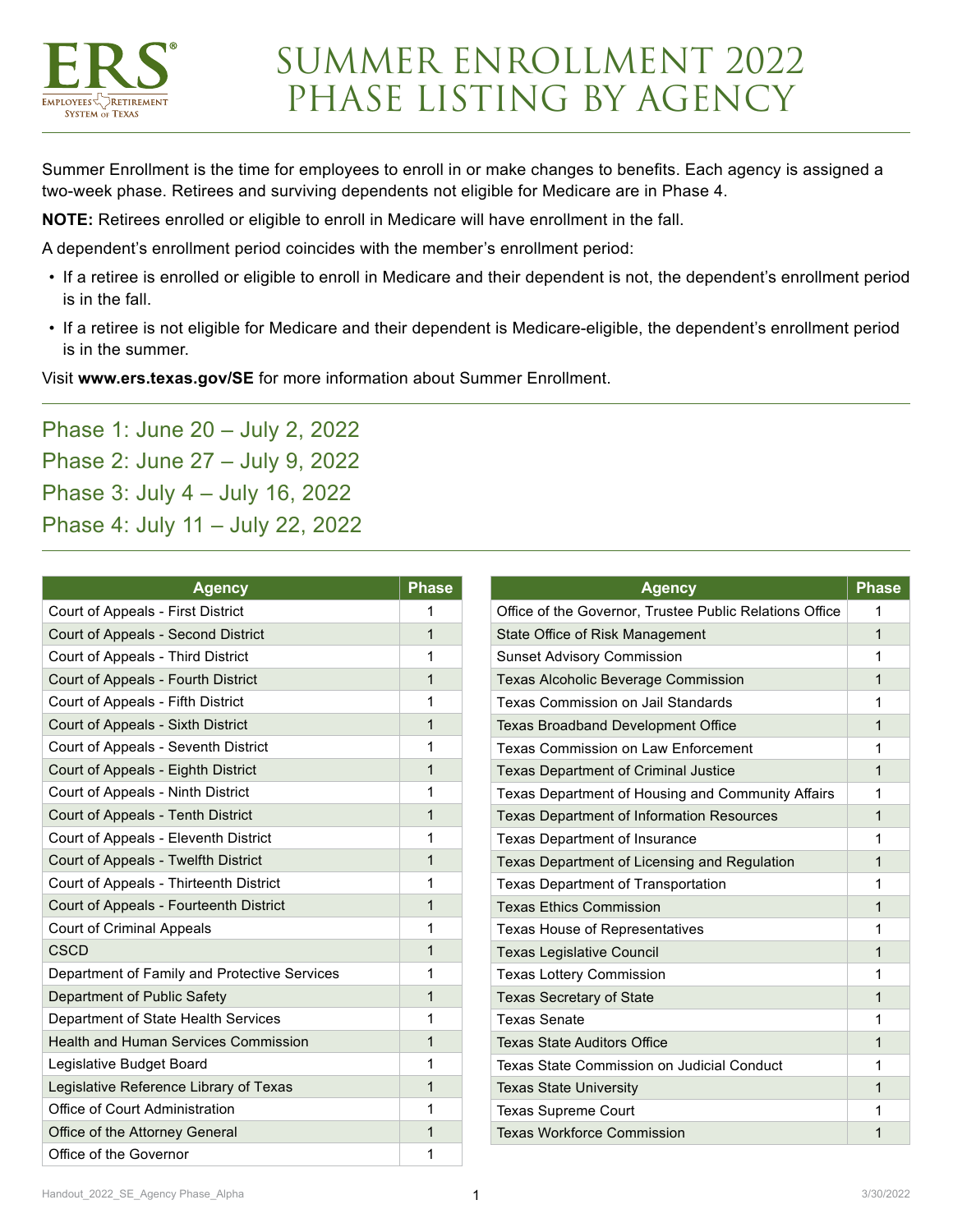# SUMMER ENROLLMENT 2022 PHASE LISTING BY AGENCY

Summer Enrollment is the time for employees to enroll in or make changes to benefits. Each agency is assigned a two-week phase. Retirees and surviving dependents not eligible for Medicare are in Phase 4.

**NOTE:** Retirees enrolled or eligible to enroll in Medicare will have enrollment in the fall.

A dependent's enrollment period coincides with the member's enrollment period:

- If a retiree is enrolled or eligible to enroll in Medicare and their dependent is not, the dependent's enrollment period is in the fall.
- If a retiree is not eligible for Medicare and their dependent is Medicare-eligible, the dependent's enrollment period is in the summer.

Visit **www.ers.texas.gov/SE** for more information about Summer Enrollment.

## Phase 1: June 20 – July 2, 2022
## Phase 2: June 27 – July 9, 2022
## Phase 3: July 4 – July 16, 2022
## Phase 4: July 11 – July 22, 2022

| Agency | Phase |
|---|---|
| Court of Appeals - First District | 1 |
| Court of Appeals - Second District | 1 |
| Court of Appeals - Third District | 1 |
| Court of Appeals - Fourth District | 1 |
| Court of Appeals - Fifth District | 1 |
| Court of Appeals - Sixth District | 1 |
| Court of Appeals - Seventh District | 1 |
| Court of Appeals - Eighth District | 1 |
| Court of Appeals - Ninth District | 1 |
| Court of Appeals - Tenth District | 1 |
| Court of Appeals - Eleventh District | 1 |
| Court of Appeals - Twelfth District | 1 |
| Court of Appeals - Thirteenth District | 1 |
| Court of Appeals - Fourteenth District | 1 |
| Court of Criminal Appeals | 1 |
| CSCD | 1 |
| Department of Family and Protective Services | 1 |
| Department of Public Safety | 1 |
| Department of State Health Services | 1 |
| Health and Human Services Commission | 1 |
| Legislative Budget Board | 1 |
| Legislative Reference Library of Texas | 1 |
| Office of Court Administration | 1 |
| Office of the Attorney General | 1 |
| Office of the Governor | 1 |
| Office of the Governor, Trustee Public Relations Office | 1 |
| State Office of Risk Management | 1 |
| Sunset Advisory Commission | 1 |
| Texas Alcoholic Beverage Commission | 1 |
| Texas Commission on Jail Standards | 1 |
| Texas Broadband Development Office | 1 |
| Texas Commission on Law Enforcement | 1 |
| Texas Department of Criminal Justice | 1 |
| Texas Department of Housing and Community Affairs | 1 |
| Texas Department of Information Resources | 1 |
| Texas Department of Insurance | 1 |
| Texas Department of Licensing and Regulation | 1 |
| Texas Department of Transportation | 1 |
| Texas Ethics Commission | 1 |
| Texas House of Representatives | 1 |
| Texas Legislative Council | 1 |
| Texas Lottery Commission | 1 |
| Texas Secretary of State | 1 |
| Texas Senate | 1 |
| Texas State Auditors Office | 1 |
| Texas State Commission on Judicial Conduct | 1 |
| Texas State University | 1 |
| Texas Supreme Court | 1 |
| Texas Workforce Commission | 1 |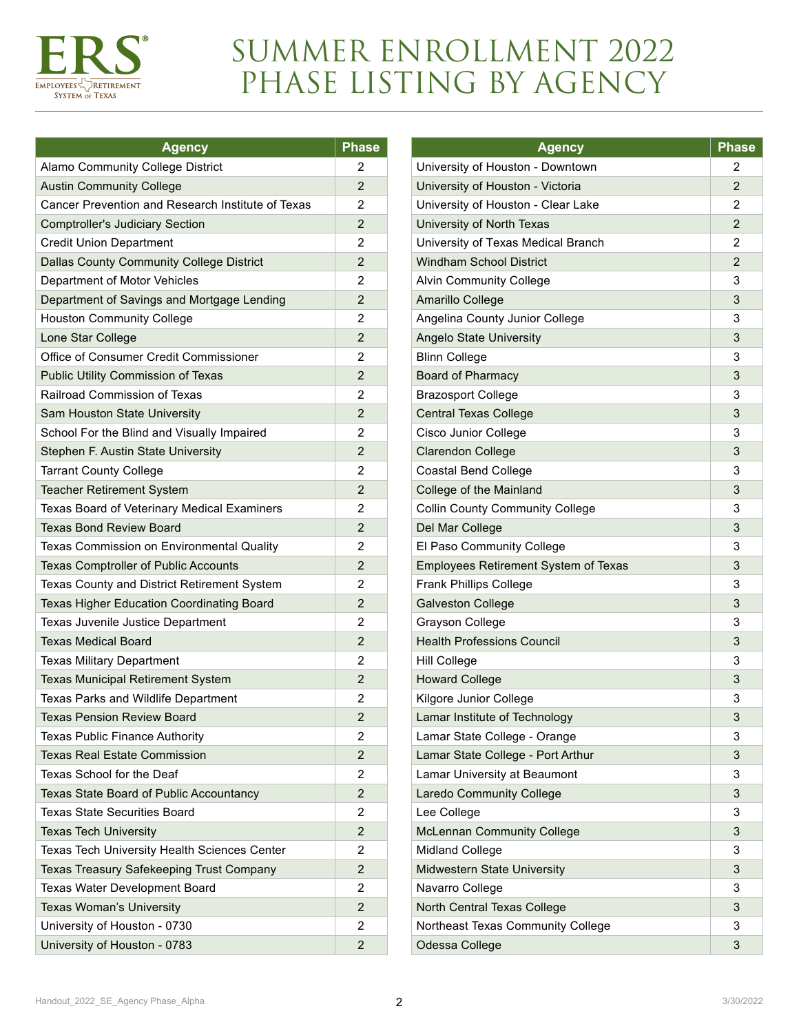# SUMMER ENROLLMENT 2022 PHASE LISTING BY AGENCY

| Agency | Phase |
|---|---|
| Alamo Community College District | 2 |
| Austin Community College | 2 |
| Cancer Prevention and Research Institute of Texas | 2 |
| Comptroller's Judiciary Section | 2 |
| Credit Union Department | 2 |
| Dallas County Community College District | 2 |
| Department of Motor Vehicles | 2 |
| Department of Savings and Mortgage Lending | 2 |
| Houston Community College | 2 |
| Lone Star College | 2 |
| Office of Consumer Credit Commissioner | 2 |
| Public Utility Commission of Texas | 2 |
| Railroad Commission of Texas | 2 |
| Sam Houston State University | 2 |
| School For the Blind and Visually Impaired | 2 |
| Stephen F. Austin State University | 2 |
| Tarrant County College | 2 |
| Teacher Retirement System | 2 |
| Texas Board of Veterinary Medical Examiners | 2 |
| Texas Bond Review Board | 2 |
| Texas Commission on Environmental Quality | 2 |
| Texas Comptroller of Public Accounts | 2 |
| Texas County and District Retirement System | 2 |
| Texas Higher Education Coordinating Board | 2 |
| Texas Juvenile Justice Department | 2 |
| Texas Medical Board | 2 |
| Texas Military Department | 2 |
| Texas Municipal Retirement System | 2 |
| Texas Parks and Wildlife Department | 2 |
| Texas Pension Review Board | 2 |
| Texas Public Finance Authority | 2 |
| Texas Real Estate Commission | 2 |
| Texas School for the Deaf | 2 |
| Texas State Board of Public Accountancy | 2 |
| Texas State Securities Board | 2 |
| Texas Tech University | 2 |
| Texas Tech University Health Sciences Center | 2 |
| Texas Treasury Safekeeping Trust Company | 2 |
| Texas Water Development Board | 2 |
| Texas Woman's University | 2 |
| University of Houston - 0730 | 2 |
| University of Houston - 0783 | 2 |
| University of Houston - Downtown | 2 |
| University of Houston - Victoria | 2 |
| University of Houston - Clear Lake | 2 |
| University of North Texas | 2 |
| University of Texas Medical Branch | 2 |
| Windham School District | 2 |
| Alvin Community College | 3 |
| Amarillo College | 3 |
| Angelina County Junior College | 3 |
| Angelo State University | 3 |
| Blinn College | 3 |
| Board of Pharmacy | 3 |
| Brazosport College | 3 |
| Central Texas College | 3 |
| Cisco Junior College | 3 |
| Clarendon College | 3 |
| Coastal Bend College | 3 |
| College of the Mainland | 3 |
| Collin County Community College | 3 |
| Del Mar College | 3 |
| El Paso Community College | 3 |
| Employees Retirement System of Texas | 3 |
| Frank Phillips College | 3 |
| Galveston College | 3 |
| Grayson College | 3 |
| Health Professions Council | 3 |
| Hill College | 3 |
| Howard College | 3 |
| Kilgore Junior College | 3 |
| Lamar Institute of Technology | 3 |
| Lamar State College - Orange | 3 |
| Lamar State College - Port Arthur | 3 |
| Lamar University at Beaumont | 3 |
| Laredo Community College | 3 |
| Lee College | 3 |
| McLennan Community College | 3 |
| Midland College | 3 |
| Midwestern State University | 3 |
| Navarro College | 3 |
| North Central Texas College | 3 |
| Northeast Texas Community College | 3 |
| Odessa College | 3 |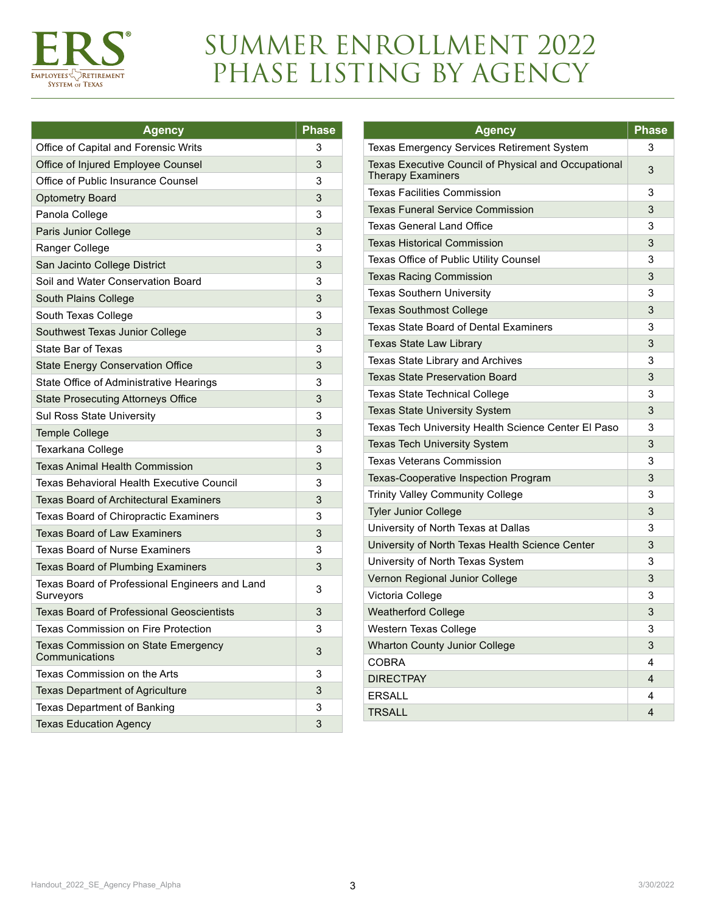# SUMMER ENROLLMENT 2022 PHASE LISTING BY AGENCY

| Agency | Phase |
|---|---|
| Office of Capital and Forensic Writs | 3 |
| Office of Injured Employee Counsel | 3 |
| Office of Public Insurance Counsel | 3 |
| Optometry Board | 3 |
| Panola College | 3 |
| Paris Junior College | 3 |
| Ranger College | 3 |
| San Jacinto College District | 3 |
| Soil and Water Conservation Board | 3 |
| South Plains College | 3 |
| South Texas College | 3 |
| Southwest Texas Junior College | 3 |
| State Bar of Texas | 3 |
| State Energy Conservation Office | 3 |
| State Office of Administrative Hearings | 3 |
| State Prosecuting Attorneys Office | 3 |
| Sul Ross State University | 3 |
| Temple College | 3 |
| Texarkana College | 3 |
| Texas Animal Health Commission | 3 |
| Texas Behavioral Health Executive Council | 3 |
| Texas Board of Architectural Examiners | 3 |
| Texas Board of Chiropractic Examiners | 3 |
| Texas Board of Law Examiners | 3 |
| Texas Board of Nurse Examiners | 3 |
| Texas Board of Plumbing Examiners | 3 |
| Texas Board of Professional Engineers and Land Surveyors | 3 |
| Texas Board of Professional Geoscientists | 3 |
| Texas Commission on Fire Protection | 3 |
| Texas Commission on State Emergency Communications | 3 |
| Texas Commission on the Arts | 3 |
| Texas Department of Agriculture | 3 |
| Texas Department of Banking | 3 |
| Texas Education Agency | 3 |
| Texas Emergency Services Retirement System | 3 |
| Texas Executive Council of Physical and Occupational Therapy Examiners | 3 |
| Texas Facilities Commission | 3 |
| Texas Funeral Service Commission | 3 |
| Texas General Land Office | 3 |
| Texas Historical Commission | 3 |
| Texas Office of Public Utility Counsel | 3 |
| Texas Racing Commission | 3 |
| Texas Southern University | 3 |
| Texas Southmost College | 3 |
| Texas State Board of Dental Examiners | 3 |
| Texas State Law Library | 3 |
| Texas State Library and Archives | 3 |
| Texas State Preservation Board | 3 |
| Texas State Technical College | 3 |
| Texas State University System | 3 |
| Texas Tech University Health Science Center El Paso | 3 |
| Texas Tech University System | 3 |
| Texas Veterans Commission | 3 |
| Texas-Cooperative Inspection Program | 3 |
| Trinity Valley Community College | 3 |
| Tyler Junior College | 3 |
| University of North Texas at Dallas | 3 |
| University of North Texas Health Science Center | 3 |
| University of North Texas System | 3 |
| Vernon Regional Junior College | 3 |
| Victoria College | 3 |
| Weatherford College | 3 |
| Western Texas College | 3 |
| Wharton County Junior College | 3 |
| COBRA | 4 |
| DIRECTPAY | 4 |
| ERSALL | 4 |
| TRSALL | 4 |